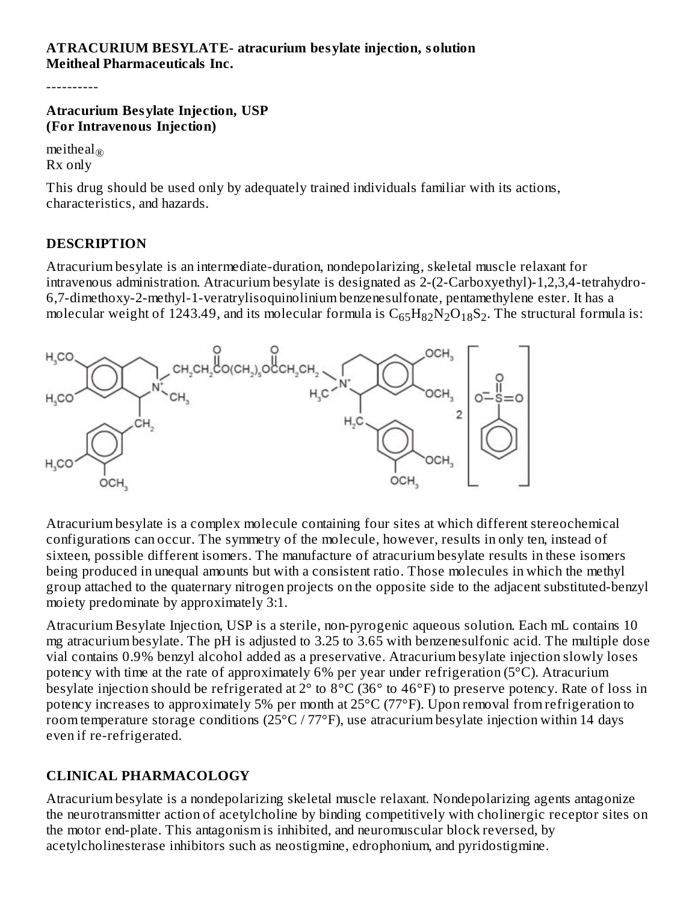**ATRACURIUM BESYLATE- atracurium besylate injection, solution**
**Meitheal Pharmaceuticals Inc.**

----------

**Atracurium Besylate Injection, USP**
**(For Intravenous Injection)**

meitheal®
Rx only

This drug should be used only by adequately trained individuals familiar with its actions, characteristics, and hazards.

## DESCRIPTION

Atracurium besylate is an intermediate-duration, nondepolarizing, skeletal muscle relaxant for intravenous administration. Atracurium besylate is designated as 2-(2-Carboxyethyl)-1,2,3,4-tetrahydro-6,7-dimethoxy-2-methyl-1-veratrylisoquinolinium benzenesulfonate, pentamethylene ester. It has a molecular weight of 1243.49, and its molecular formula is $C_{65}H_{82}N_2O_{18}S_2$. The structural formula is:

Atracurium besylate is a complex molecule containing four sites at which different stereochemical configurations can occur. The symmetry of the molecule, however, results in only ten, instead of sixteen, possible different isomers. The manufacture of atracurium besylate results in these isomers being produced in unequal amounts but with a consistent ratio. Those molecules in which the methyl group attached to the quaternary nitrogen projects on the opposite side to the adjacent substituted-benzyl moiety predominate by approximately 3:1.

Atracurium Besylate Injection, USP is a sterile, non-pyrogenic aqueous solution. Each mL contains 10 mg atracurium besylate. The pH is adjusted to 3.25 to 3.65 with benzenesulfonic acid. The multiple dose vial contains 0.9% benzyl alcohol added as a preservative. Atracurium besylate injection slowly loses potency with time at the rate of approximately 6% per year under refrigeration (5°C). Atracurium besylate injection should be refrigerated at 2° to 8°C (36° to 46°F) to preserve potency. Rate of loss in potency increases to approximately 5% per month at 25°C (77°F). Upon removal from refrigeration to room temperature storage conditions (25°C / 77°F), use atracurium besylate injection within 14 days even if re-refrigerated.

## CLINICAL PHARMACOLOGY

Atracurium besylate is a nondepolarizing skeletal muscle relaxant. Nondepolarizing agents antagonize the neurotransmitter action of acetylcholine by binding competitively with cholinergic receptor sites on the motor end-plate. This antagonism is inhibited, and neuromuscular block reversed, by acetylcholinesterase inhibitors such as neostigmine, edrophonium, and pyridostigmine.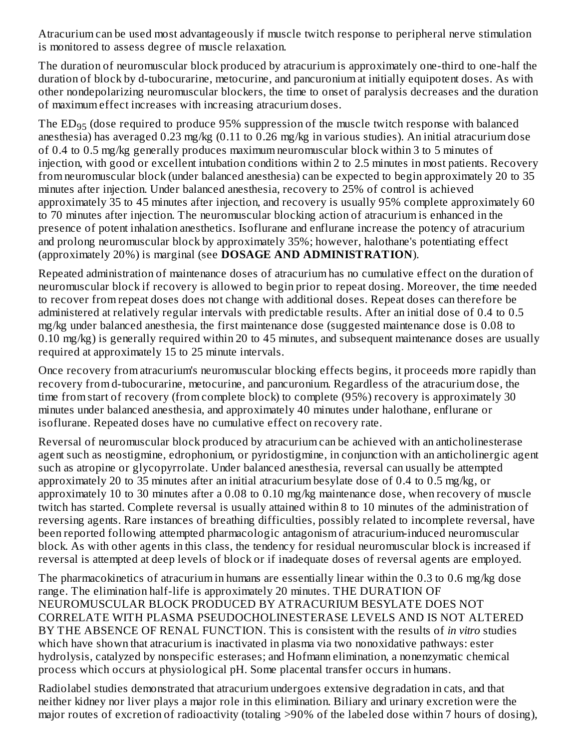Atracurium can be used most advantageously if muscle twitch response to peripheral nerve stimulation is monitored to assess degree of muscle relaxation.

The duration of neuromuscular block produced by atracurium is approximately one-third to one-half the duration of block by d-tubocurarine, metocurine, and pancuronium at initially equipotent doses. As with other nondepolarizing neuromuscular blockers, the time to onset of paralysis decreases and the duration of maximum effect increases with increasing atracurium doses.

The $ED_{95}$ (dose required to produce 95% suppression of the muscle twitch response with balanced anesthesia) has averaged 0.23 mg/kg (0.11 to 0.26 mg/kg in various studies). An initial atracurium dose of 0.4 to 0.5 mg/kg generally produces maximum neuromuscular block within 3 to 5 minutes of injection, with good or excellent intubation conditions within 2 to 2.5 minutes in most patients. Recovery from neuromuscular block (under balanced anesthesia) can be expected to begin approximately 20 to 35 minutes after injection. Under balanced anesthesia, recovery to 25% of control is achieved approximately 35 to 45 minutes after injection, and recovery is usually 95% complete approximately 60 to 70 minutes after injection. The neuromuscular blocking action of atracurium is enhanced in the presence of potent inhalation anesthetics. Isoflurane and enflurane increase the potency of atracurium and prolong neuromuscular block by approximately 35%; however, halothane's potentiating effect (approximately 20%) is marginal (see **DOSAGE AND ADMINISTRATION**).

Repeated administration of maintenance doses of atracurium has no cumulative effect on the duration of neuromuscular block if recovery is allowed to begin prior to repeat dosing. Moreover, the time needed to recover from repeat doses does not change with additional doses. Repeat doses can therefore be administered at relatively regular intervals with predictable results. After an initial dose of 0.4 to 0.5 mg/kg under balanced anesthesia, the first maintenance dose (suggested maintenance dose is 0.08 to 0.10 mg/kg) is generally required within 20 to 45 minutes, and subsequent maintenance doses are usually required at approximately 15 to 25 minute intervals.

Once recovery from atracurium's neuromuscular blocking effects begins, it proceeds more rapidly than recovery from d-tubocurarine, metocurine, and pancuronium. Regardless of the atracurium dose, the time from start of recovery (from complete block) to complete (95%) recovery is approximately 30 minutes under balanced anesthesia, and approximately 40 minutes under halothane, enflurane or isoflurane. Repeated doses have no cumulative effect on recovery rate.

Reversal of neuromuscular block produced by atracurium can be achieved with an anticholinesterase agent such as neostigmine, edrophonium, or pyridostigmine, in conjunction with an anticholinergic agent such as atropine or glycopyrrolate. Under balanced anesthesia, reversal can usually be attempted approximately 20 to 35 minutes after an initial atracurium besylate dose of 0.4 to 0.5 mg/kg, or approximately 10 to 30 minutes after a 0.08 to 0.10 mg/kg maintenance dose, when recovery of muscle twitch has started. Complete reversal is usually attained within 8 to 10 minutes of the administration of reversing agents. Rare instances of breathing difficulties, possibly related to incomplete reversal, have been reported following attempted pharmacologic antagonism of atracurium-induced neuromuscular block. As with other agents in this class, the tendency for residual neuromuscular block is increased if reversal is attempted at deep levels of block or if inadequate doses of reversal agents are employed.

The pharmacokinetics of atracurium in humans are essentially linear within the 0.3 to 0.6 mg/kg dose range. The elimination half-life is approximately 20 minutes. THE DURATION OF NEUROMUSCULAR BLOCK PRODUCED BY ATRACURIUM BESYLATE DOES NOT CORRELATE WITH PLASMA PSEUDOCHOLINESTERASE LEVELS AND IS NOT ALTERED BY THE ABSENCE OF RENAL FUNCTION. This is consistent with the results of *in vitro* studies which have shown that atracurium is inactivated in plasma via two nonoxidative pathways: ester hydrolysis, catalyzed by nonspecific esterases; and Hofmann elimination, a nonenzymatic chemical process which occurs at physiological pH. Some placental transfer occurs in humans.

Radiolabel studies demonstrated that atracurium undergoes extensive degradation in cats, and that neither kidney nor liver plays a major role in this elimination. Biliary and urinary excretion were the major routes of excretion of radioactivity (totaling >90% of the labeled dose within 7 hours of dosing),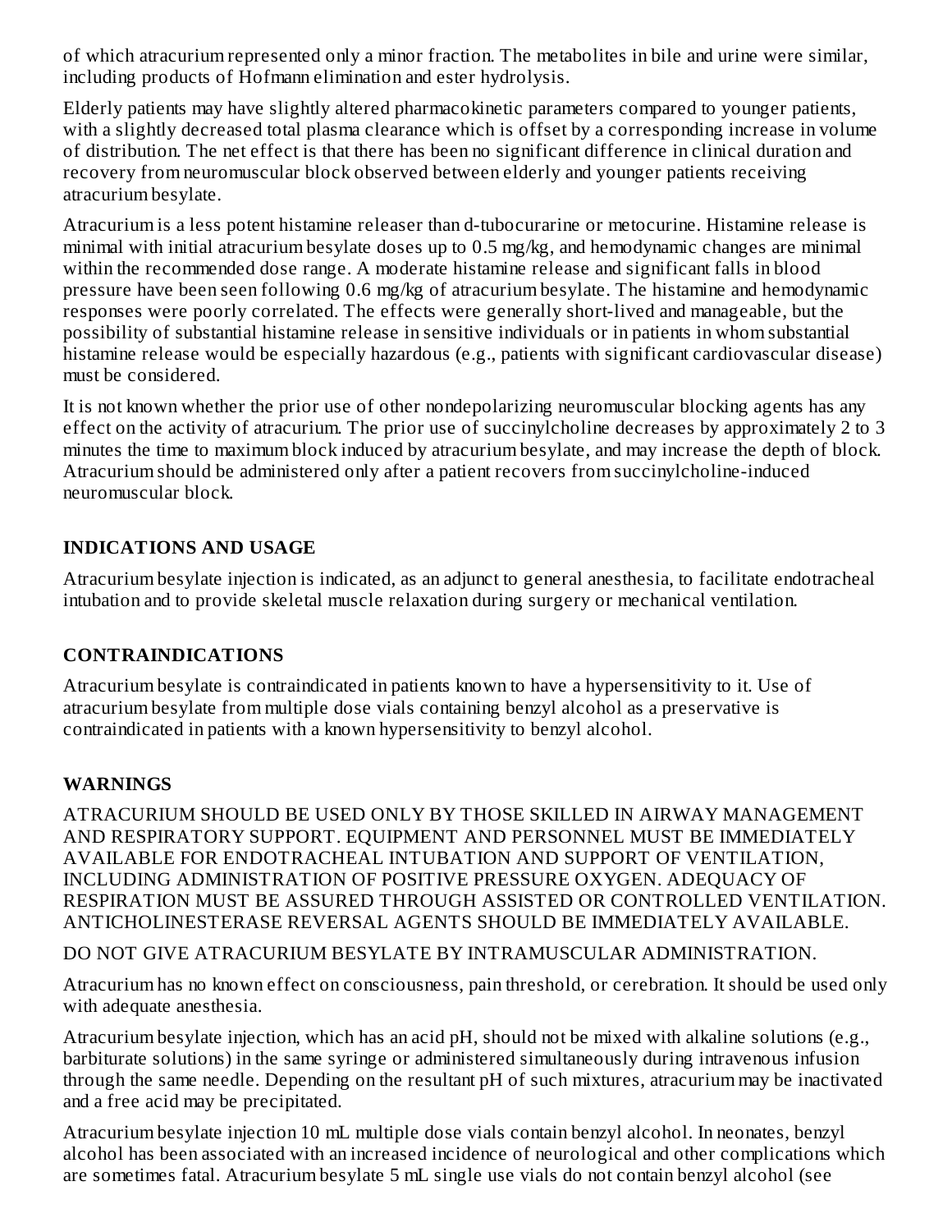of which atracurium represented only a minor fraction. The metabolites in bile and urine were similar, including products of Hofmann elimination and ester hydrolysis.

Elderly patients may have slightly altered pharmacokinetic parameters compared to younger patients, with a slightly decreased total plasma clearance which is offset by a corresponding increase in volume of distribution. The net effect is that there has been no significant difference in clinical duration and recovery from neuromuscular block observed between elderly and younger patients receiving atracurium besylate.

Atracurium is a less potent histamine releaser than d-tubocurarine or metocurine. Histamine release is minimal with initial atracurium besylate doses up to 0.5 mg/kg, and hemodynamic changes are minimal within the recommended dose range. A moderate histamine release and significant falls in blood pressure have been seen following 0.6 mg/kg of atracurium besylate. The histamine and hemodynamic responses were poorly correlated. The effects were generally short-lived and manageable, but the possibility of substantial histamine release in sensitive individuals or in patients in whom substantial histamine release would be especially hazardous (e.g., patients with significant cardiovascular disease) must be considered.

It is not known whether the prior use of other nondepolarizing neuromuscular blocking agents has any effect on the activity of atracurium. The prior use of succinylcholine decreases by approximately 2 to 3 minutes the time to maximum block induced by atracurium besylate, and may increase the depth of block. Atracurium should be administered only after a patient recovers from succinylcholine-induced neuromuscular block.

## INDICATIONS AND USAGE

Atracurium besylate injection is indicated, as an adjunct to general anesthesia, to facilitate endotracheal intubation and to provide skeletal muscle relaxation during surgery or mechanical ventilation.

## CONTRAINDICATIONS

Atracurium besylate is contraindicated in patients known to have a hypersensitivity to it. Use of atracurium besylate from multiple dose vials containing benzyl alcohol as a preservative is contraindicated in patients with a known hypersensitivity to benzyl alcohol.

## WARNINGS

ATRACURIUM SHOULD BE USED ONLY BY THOSE SKILLED IN AIRWAY MANAGEMENT AND RESPIRATORY SUPPORT. EQUIPMENT AND PERSONNEL MUST BE IMMEDIATELY AVAILABLE FOR ENDOTRACHEAL INTUBATION AND SUPPORT OF VENTILATION, INCLUDING ADMINISTRATION OF POSITIVE PRESSURE OXYGEN. ADEQUACY OF RESPIRATION MUST BE ASSURED THROUGH ASSISTED OR CONTROLLED VENTILATION. ANTICHOLINESTERASE REVERSAL AGENTS SHOULD BE IMMEDIATELY AVAILABLE.

DO NOT GIVE ATRACURIUM BESYLATE BY INTRAMUSCULAR ADMINISTRATION.

Atracurium has no known effect on consciousness, pain threshold, or cerebration. It should be used only with adequate anesthesia.

Atracurium besylate injection, which has an acid pH, should not be mixed with alkaline solutions (e.g., barbiturate solutions) in the same syringe or administered simultaneously during intravenous infusion through the same needle. Depending on the resultant pH of such mixtures, atracurium may be inactivated and a free acid may be precipitated.

Atracurium besylate injection 10 mL multiple dose vials contain benzyl alcohol. In neonates, benzyl alcohol has been associated with an increased incidence of neurological and other complications which are sometimes fatal. Atracurium besylate 5 mL single use vials do not contain benzyl alcohol (see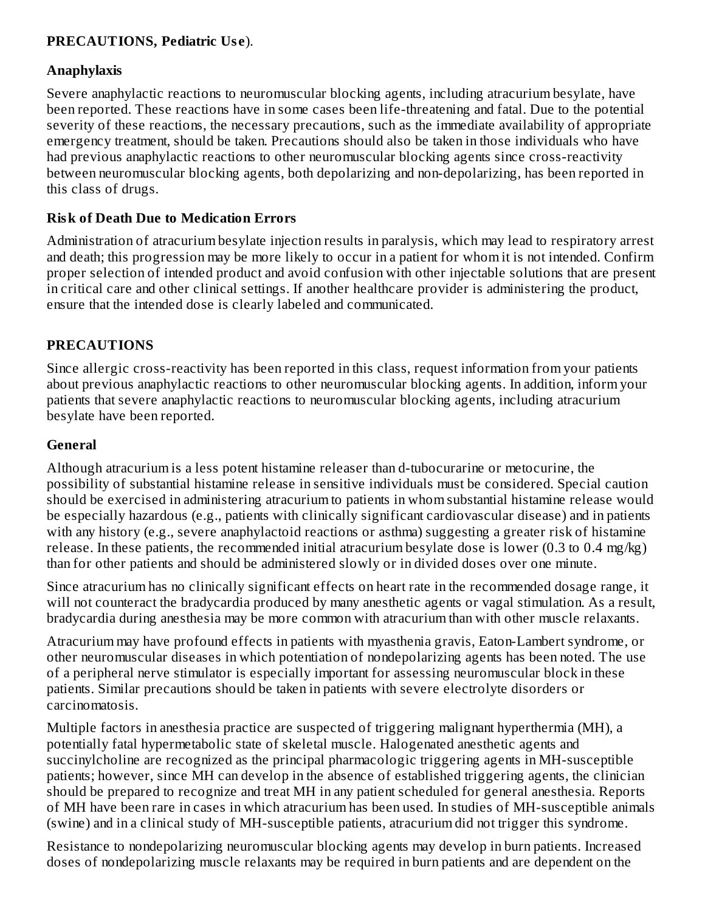**PRECAUTIONS, Pediatric Use**).

### Anaphylaxis

Severe anaphylactic reactions to neuromuscular blocking agents, including atracurium besylate, have been reported. These reactions have in some cases been life-threatening and fatal. Due to the potential severity of these reactions, the necessary precautions, such as the immediate availability of appropriate emergency treatment, should be taken. Precautions should also be taken in those individuals who have had previous anaphylactic reactions to other neuromuscular blocking agents since cross-reactivity between neuromuscular blocking agents, both depolarizing and non-depolarizing, has been reported in this class of drugs.

### Risk of Death Due to Medication Errors

Administration of atracurium besylate injection results in paralysis, which may lead to respiratory arrest and death; this progression may be more likely to occur in a patient for whom it is not intended. Confirm proper selection of intended product and avoid confusion with other injectable solutions that are present in critical care and other clinical settings. If another healthcare provider is administering the product, ensure that the intended dose is clearly labeled and communicated.

## PRECAUTIONS

Since allergic cross-reactivity has been reported in this class, request information from your patients about previous anaphylactic reactions to other neuromuscular blocking agents. In addition, inform your patients that severe anaphylactic reactions to neuromuscular blocking agents, including atracurium besylate have been reported.

### General

Although atracurium is a less potent histamine releaser than d-tubocurarine or metocurine, the possibility of substantial histamine release in sensitive individuals must be considered. Special caution should be exercised in administering atracurium to patients in whom substantial histamine release would be especially hazardous (e.g., patients with clinically significant cardiovascular disease) and in patients with any history (e.g., severe anaphylactoid reactions or asthma) suggesting a greater risk of histamine release. In these patients, the recommended initial atracurium besylate dose is lower (0.3 to 0.4 mg/kg) than for other patients and should be administered slowly or in divided doses over one minute.

Since atracurium has no clinically significant effects on heart rate in the recommended dosage range, it will not counteract the bradycardia produced by many anesthetic agents or vagal stimulation. As a result, bradycardia during anesthesia may be more common with atracurium than with other muscle relaxants.

Atracurium may have profound effects in patients with myasthenia gravis, Eaton-Lambert syndrome, or other neuromuscular diseases in which potentiation of nondepolarizing agents has been noted. The use of a peripheral nerve stimulator is especially important for assessing neuromuscular block in these patients. Similar precautions should be taken in patients with severe electrolyte disorders or carcinomatosis.

Multiple factors in anesthesia practice are suspected of triggering malignant hyperthermia (MH), a potentially fatal hypermetabolic state of skeletal muscle. Halogenated anesthetic agents and succinylcholine are recognized as the principal pharmacologic triggering agents in MH-susceptible patients; however, since MH can develop in the absence of established triggering agents, the clinician should be prepared to recognize and treat MH in any patient scheduled for general anesthesia. Reports of MH have been rare in cases in which atracurium has been used. In studies of MH-susceptible animals (swine) and in a clinical study of MH-susceptible patients, atracurium did not trigger this syndrome.

Resistance to nondepolarizing neuromuscular blocking agents may develop in burn patients. Increased doses of nondepolarizing muscle relaxants may be required in burn patients and are dependent on the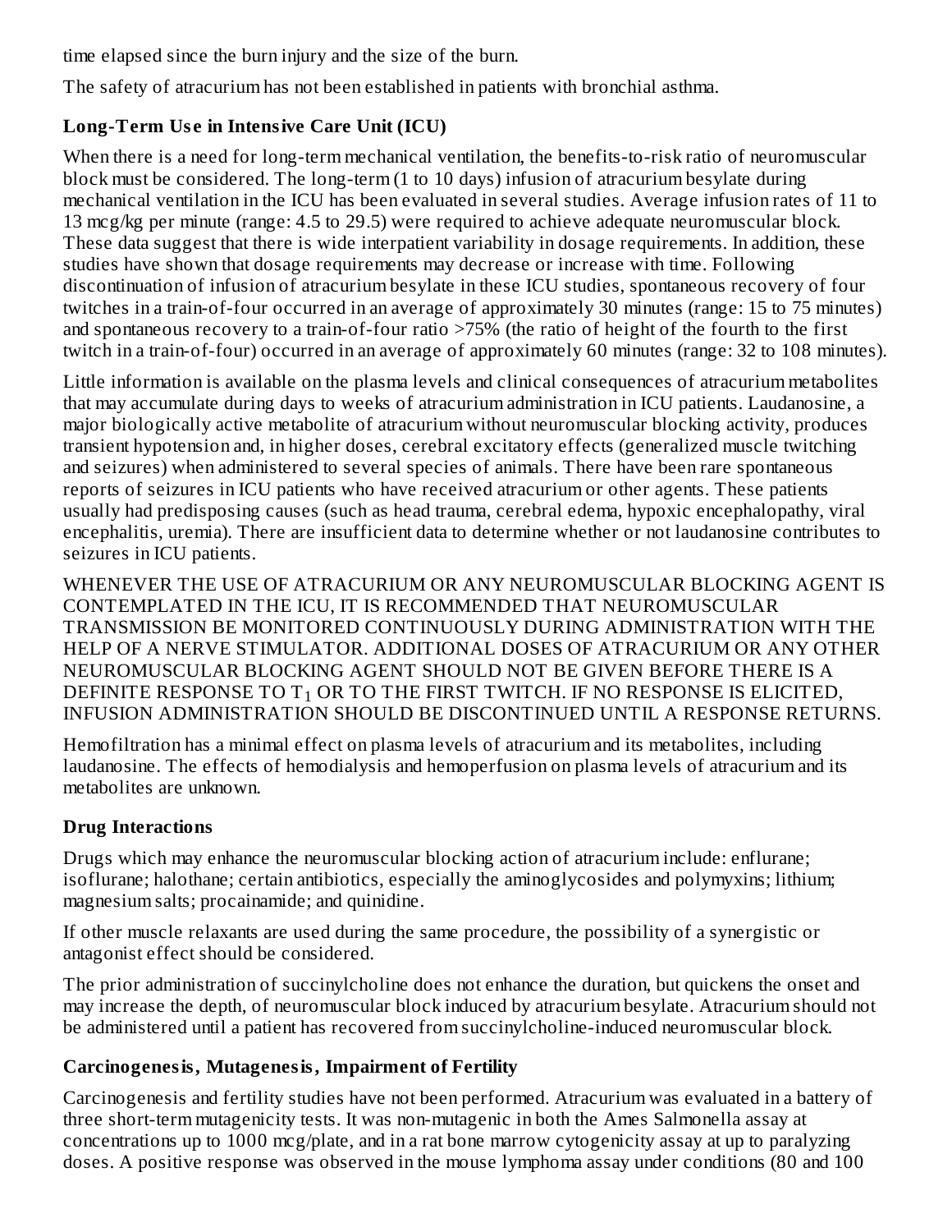time elapsed since the burn injury and the size of the burn.

The safety of atracurium has not been established in patients with bronchial asthma.

### Long-Term Use in Intensive Care Unit (ICU)

When there is a need for long-term mechanical ventilation, the benefits-to-risk ratio of neuromuscular block must be considered. The long-term (1 to 10 days) infusion of atracurium besylate during mechanical ventilation in the ICU has been evaluated in several studies. Average infusion rates of 11 to 13 mcg/kg per minute (range: 4.5 to 29.5) were required to achieve adequate neuromuscular block. These data suggest that there is wide interpatient variability in dosage requirements. In addition, these studies have shown that dosage requirements may decrease or increase with time. Following discontinuation of infusion of atracurium besylate in these ICU studies, spontaneous recovery of four twitches in a train-of-four occurred in an average of approximately 30 minutes (range: 15 to 75 minutes) and spontaneous recovery to a train-of-four ratio >75% (the ratio of height of the fourth to the first twitch in a train-of-four) occurred in an average of approximately 60 minutes (range: 32 to 108 minutes).

Little information is available on the plasma levels and clinical consequences of atracurium metabolites that may accumulate during days to weeks of atracurium administration in ICU patients. Laudanosine, a major biologically active metabolite of atracurium without neuromuscular blocking activity, produces transient hypotension and, in higher doses, cerebral excitatory effects (generalized muscle twitching and seizures) when administered to several species of animals. There have been rare spontaneous reports of seizures in ICU patients who have received atracurium or other agents. These patients usually had predisposing causes (such as head trauma, cerebral edema, hypoxic encephalopathy, viral encephalitis, uremia). There are insufficient data to determine whether or not laudanosine contributes to seizures in ICU patients.

WHENEVER THE USE OF ATRACURIUM OR ANY NEUROMUSCULAR BLOCKING AGENT IS CONTEMPLATED IN THE ICU, IT IS RECOMMENDED THAT NEUROMUSCULAR TRANSMISSION BE MONITORED CONTINUOUSLY DURING ADMINISTRATION WITH THE HELP OF A NERVE STIMULATOR. ADDITIONAL DOSES OF ATRACURIUM OR ANY OTHER NEUROMUSCULAR BLOCKING AGENT SHOULD NOT BE GIVEN BEFORE THERE IS A DEFINITE RESPONSE TO $T_1$ OR TO THE FIRST TWITCH. IF NO RESPONSE IS ELICITED, INFUSION ADMINISTRATION SHOULD BE DISCONTINUED UNTIL A RESPONSE RETURNS.

Hemofiltration has a minimal effect on plasma levels of atracurium and its metabolites, including laudanosine. The effects of hemodialysis and hemoperfusion on plasma levels of atracurium and its metabolites are unknown.

### Drug Interactions

Drugs which may enhance the neuromuscular blocking action of atracurium include: enflurane; isoflurane; halothane; certain antibiotics, especially the aminoglycosides and polymyxins; lithium; magnesium salts; procainamide; and quinidine.

If other muscle relaxants are used during the same procedure, the possibility of a synergistic or antagonist effect should be considered.

The prior administration of succinylcholine does not enhance the duration, but quickens the onset and may increase the depth, of neuromuscular block induced by atracurium besylate. Atracurium should not be administered until a patient has recovered from succinylcholine-induced neuromuscular block.

### Carcinogenesis, Mutagenesis, Impairment of Fertility

Carcinogenesis and fertility studies have not been performed. Atracurium was evaluated in a battery of three short-term mutagenicity tests. It was non-mutagenic in both the Ames Salmonella assay at concentrations up to 1000 mcg/plate, and in a rat bone marrow cytogenicity assay at up to paralyzing doses. A positive response was observed in the mouse lymphoma assay under conditions (80 and 100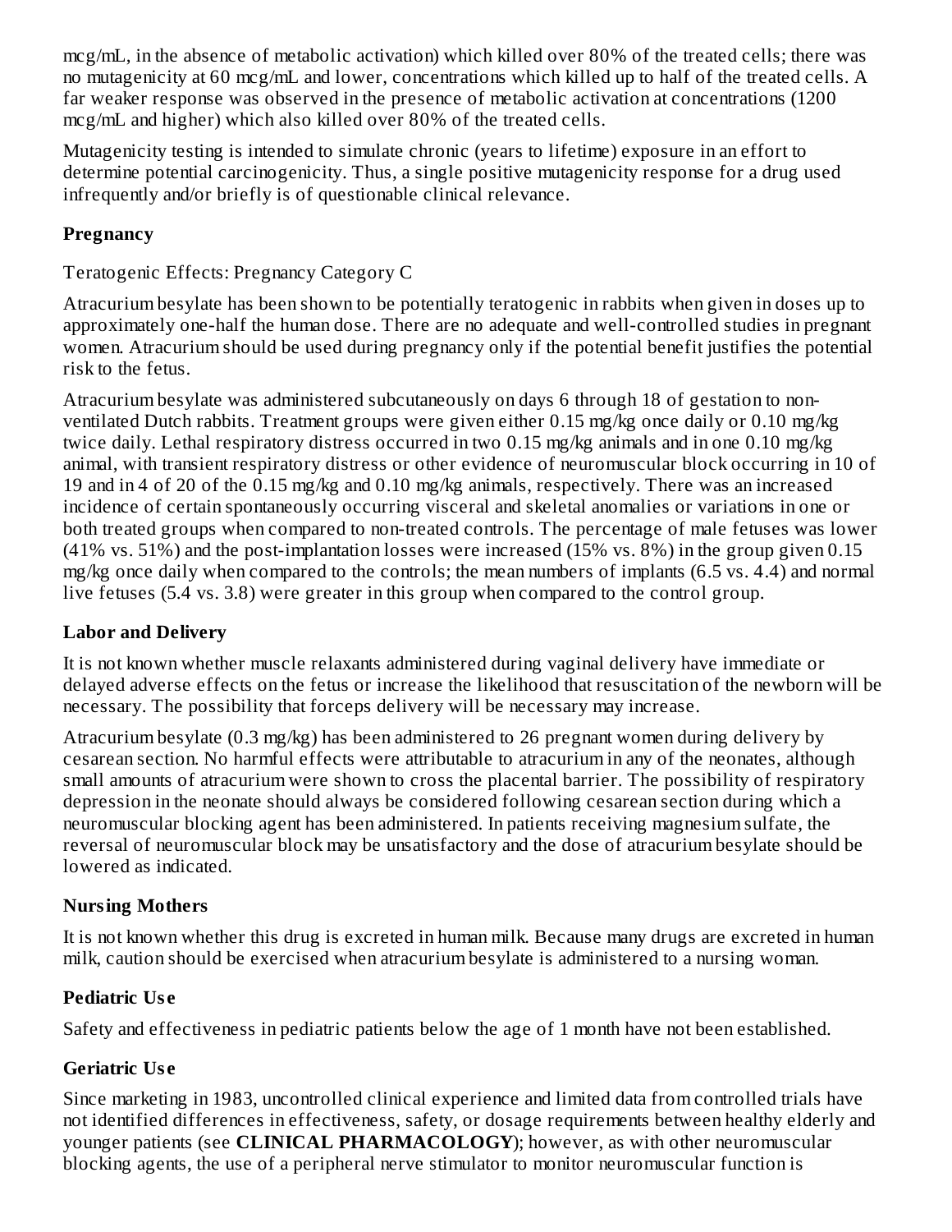mcg/mL, in the absence of metabolic activation) which killed over 80% of the treated cells; there was no mutagenicity at 60 mcg/mL and lower, concentrations which killed up to half of the treated cells. A far weaker response was observed in the presence of metabolic activation at concentrations (1200 mcg/mL and higher) which also killed over 80% of the treated cells.

Mutagenicity testing is intended to simulate chronic (years to lifetime) exposure in an effort to determine potential carcinogenicity. Thus, a single positive mutagenicity response for a drug used infrequently and/or briefly is of questionable clinical relevance.

**Pregnancy**

Teratogenic Effects: Pregnancy Category C

Atracurium besylate has been shown to be potentially teratogenic in rabbits when given in doses up to approximately one-half the human dose. There are no adequate and well-controlled studies in pregnant women. Atracurium should be used during pregnancy only if the potential benefit justifies the potential risk to the fetus.

Atracurium besylate was administered subcutaneously on days 6 through 18 of gestation to non-ventilated Dutch rabbits. Treatment groups were given either 0.15 mg/kg once daily or 0.10 mg/kg twice daily. Lethal respiratory distress occurred in two 0.15 mg/kg animals and in one 0.10 mg/kg animal, with transient respiratory distress or other evidence of neuromuscular block occurring in 10 of 19 and in 4 of 20 of the 0.15 mg/kg and 0.10 mg/kg animals, respectively. There was an increased incidence of certain spontaneously occurring visceral and skeletal anomalies or variations in one or both treated groups when compared to non-treated controls. The percentage of male fetuses was lower (41% vs. 51%) and the post-implantation losses were increased (15% vs. 8%) in the group given 0.15 mg/kg once daily when compared to the controls; the mean numbers of implants (6.5 vs. 4.4) and normal live fetuses (5.4 vs. 3.8) were greater in this group when compared to the control group.

**Labor and Delivery**

It is not known whether muscle relaxants administered during vaginal delivery have immediate or delayed adverse effects on the fetus or increase the likelihood that resuscitation of the newborn will be necessary. The possibility that forceps delivery will be necessary may increase.

Atracurium besylate (0.3 mg/kg) has been administered to 26 pregnant women during delivery by cesarean section. No harmful effects were attributable to atracurium in any of the neonates, although small amounts of atracurium were shown to cross the placental barrier. The possibility of respiratory depression in the neonate should always be considered following cesarean section during which a neuromuscular blocking agent has been administered. In patients receiving magnesium sulfate, the reversal of neuromuscular block may be unsatisfactory and the dose of atracurium besylate should be lowered as indicated.

**Nursing Mothers**

It is not known whether this drug is excreted in human milk. Because many drugs are excreted in human milk, caution should be exercised when atracurium besylate is administered to a nursing woman.

**Pediatric Use**

Safety and effectiveness in pediatric patients below the age of 1 month have not been established.

**Geriatric Use**

Since marketing in 1983, uncontrolled clinical experience and limited data from controlled trials have not identified differences in effectiveness, safety, or dosage requirements between healthy elderly and younger patients (see **CLINICAL PHARMACOLOGY**); however, as with other neuromuscular blocking agents, the use of a peripheral nerve stimulator to monitor neuromuscular function is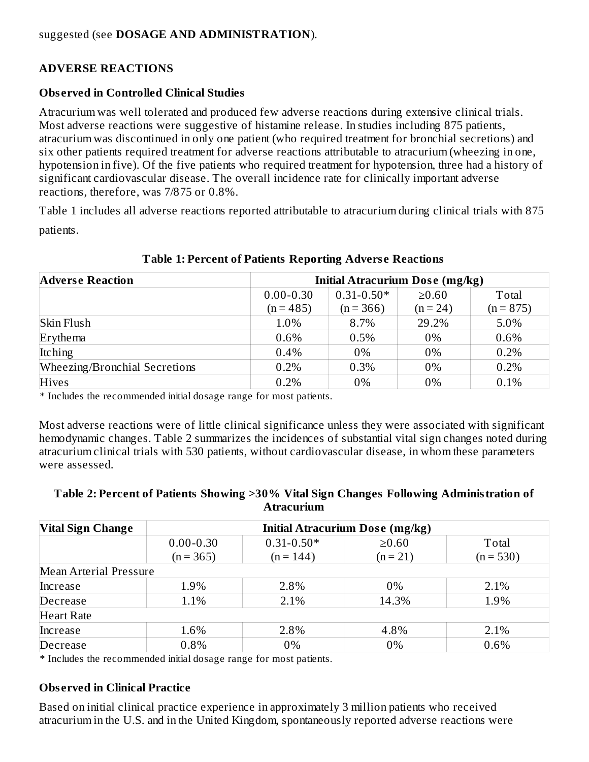suggested (see **DOSAGE AND ADMINISTRATION**).

## ADVERSE REACTIONS

### Observed in Controlled Clinical Studies

Atracurium was well tolerated and produced few adverse reactions during extensive clinical trials. Most adverse reactions were suggestive of histamine release. In studies including 875 patients, atracurium was discontinued in only one patient (who required treatment for bronchial secretions) and six other patients required treatment for adverse reactions attributable to atracurium (wheezing in one, hypotension in five). Of the five patients who required treatment for hypotension, three had a history of significant cardiovascular disease. The overall incidence rate for clinically important adverse reactions, therefore, was 7/875 or 0.8%.

Table 1 includes all adverse reactions reported attributable to atracurium during clinical trials with 875 patients.

**Table 1: Percent of Patients Reporting Adverse Reactions**

| Adverse Reaction | Initial Atracurium Dose (mg/kg) | | | |
|---|---|---|---|---|
| | 0.00-0.30 (n = 485) | 0.31-0.50* (n = 366) | ≥0.60 (n = 24) | Total (n = 875) |
| Skin Flush | 1.0% | 8.7% | 29.2% | 5.0% |
| Erythema | 0.6% | 0.5% | 0% | 0.6% |
| Itching | 0.4% | 0% | 0% | 0.2% |
| Wheezing/Bronchial Secretions | 0.2% | 0.3% | 0% | 0.2% |
| Hives | 0.2% | 0% | 0% | 0.1% |

\* Includes the recommended initial dosage range for most patients.

Most adverse reactions were of little clinical significance unless they were associated with significant hemodynamic changes. Table 2 summarizes the incidences of substantial vital sign changes noted during atracurium clinical trials with 530 patients, without cardiovascular disease, in whom these parameters were assessed.

**Table 2: Percent of Patients Showing >30% Vital Sign Changes Following Administration of Atracurium**

| Vital Sign Change | Initial Atracurium Dose (mg/kg) | | | |
|---|---|---|---|---|
| | 0.00-0.30 (n = 365) | 0.31-0.50* (n = 144) | ≥0.60 (n = 21) | Total (n = 530) |
| Mean Arterial Pressure | | | | |
| Increase | 1.9% | 2.8% | 0% | 2.1% |
| Decrease | 1.1% | 2.1% | 14.3% | 1.9% |
| Heart Rate | | | | |
| Increase | 1.6% | 2.8% | 4.8% | 2.1% |
| Decrease | 0.8% | 0% | 0% | 0.6% |

\* Includes the recommended initial dosage range for most patients.

### Observed in Clinical Practice

Based on initial clinical practice experience in approximately 3 million patients who received atracurium in the U.S. and in the United Kingdom, spontaneously reported adverse reactions were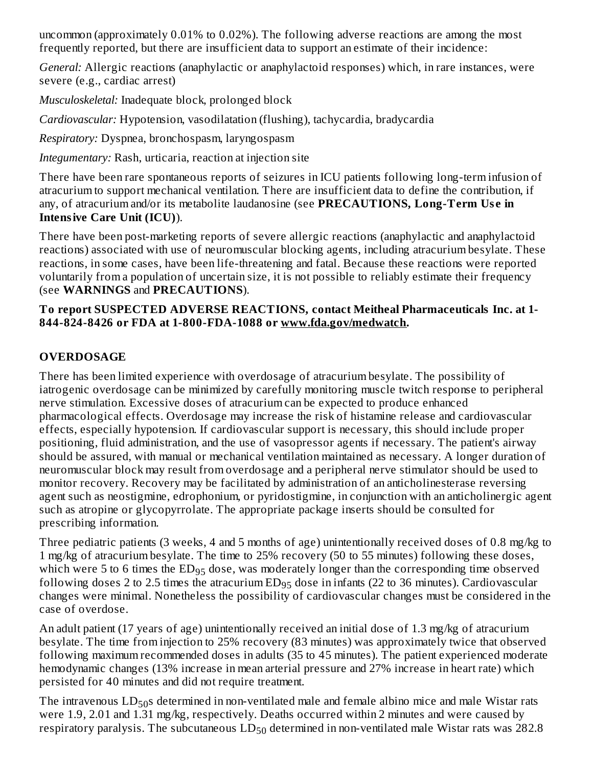uncommon (approximately 0.01% to 0.02%). The following adverse reactions are among the most frequently reported, but there are insufficient data to support an estimate of their incidence:

*General:* Allergic reactions (anaphylactic or anaphylactoid responses) which, in rare instances, were severe (e.g., cardiac arrest)

*Musculoskeletal:* Inadequate block, prolonged block

*Cardiovascular:* Hypotension, vasodilatation (flushing), tachycardia, bradycardia

*Respiratory:* Dyspnea, bronchospasm, laryngospasm

*Integumentary:* Rash, urticaria, reaction at injection site

There have been rare spontaneous reports of seizures in ICU patients following long-term infusion of atracurium to support mechanical ventilation. There are insufficient data to define the contribution, if any, of atracurium and/or its metabolite laudanosine (see **PRECAUTIONS, Long-Term Use in Intensive Care Unit (ICU)**).

There have been post-marketing reports of severe allergic reactions (anaphylactic and anaphylactoid reactions) associated with use of neuromuscular blocking agents, including atracurium besylate. These reactions, in some cases, have been life-threatening and fatal. Because these reactions were reported voluntarily from a population of uncertain size, it is not possible to reliably estimate their frequency (see **WARNINGS** and **PRECAUTIONS**).

**To report SUSPECTED ADVERSE REACTIONS, contact Meitheal Pharmaceuticals Inc. at 1-844-824-8426 or FDA at 1-800-FDA-1088 or www.fda.gov/medwatch.**

## OVERDOSAGE

There has been limited experience with overdosage of atracurium besylate. The possibility of iatrogenic overdosage can be minimized by carefully monitoring muscle twitch response to peripheral nerve stimulation. Excessive doses of atracurium can be expected to produce enhanced pharmacological effects. Overdosage may increase the risk of histamine release and cardiovascular effects, especially hypotension. If cardiovascular support is necessary, this should include proper positioning, fluid administration, and the use of vasopressor agents if necessary. The patient's airway should be assured, with manual or mechanical ventilation maintained as necessary. A longer duration of neuromuscular block may result from overdosage and a peripheral nerve stimulator should be used to monitor recovery. Recovery may be facilitated by administration of an anticholinesterase reversing agent such as neostigmine, edrophonium, or pyridostigmine, in conjunction with an anticholinergic agent such as atropine or glycopyrrolate. The appropriate package inserts should be consulted for prescribing information.

Three pediatric patients (3 weeks, 4 and 5 months of age) unintentionally received doses of 0.8 mg/kg to 1 mg/kg of atracurium besylate. The time to 25% recovery (50 to 55 minutes) following these doses, which were 5 to 6 times the $ED_{95}$ dose, was moderately longer than the corresponding time observed following doses 2 to 2.5 times the atracurium $ED_{95}$ dose in infants (22 to 36 minutes). Cardiovascular changes were minimal. Nonetheless the possibility of cardiovascular changes must be considered in the case of overdose.

An adult patient (17 years of age) unintentionally received an initial dose of 1.3 mg/kg of atracurium besylate. The time from injection to 25% recovery (83 minutes) was approximately twice that observed following maximum recommended doses in adults (35 to 45 minutes). The patient experienced moderate hemodynamic changes (13% increase in mean arterial pressure and 27% increase in heart rate) which persisted for 40 minutes and did not require treatment.

The intravenous $LD_{50}$s determined in non-ventilated male and female albino mice and male Wistar rats were 1.9, 2.01 and 1.31 mg/kg, respectively. Deaths occurred within 2 minutes and were caused by respiratory paralysis. The subcutaneous $LD_{50}$ determined in non-ventilated male Wistar rats was 282.8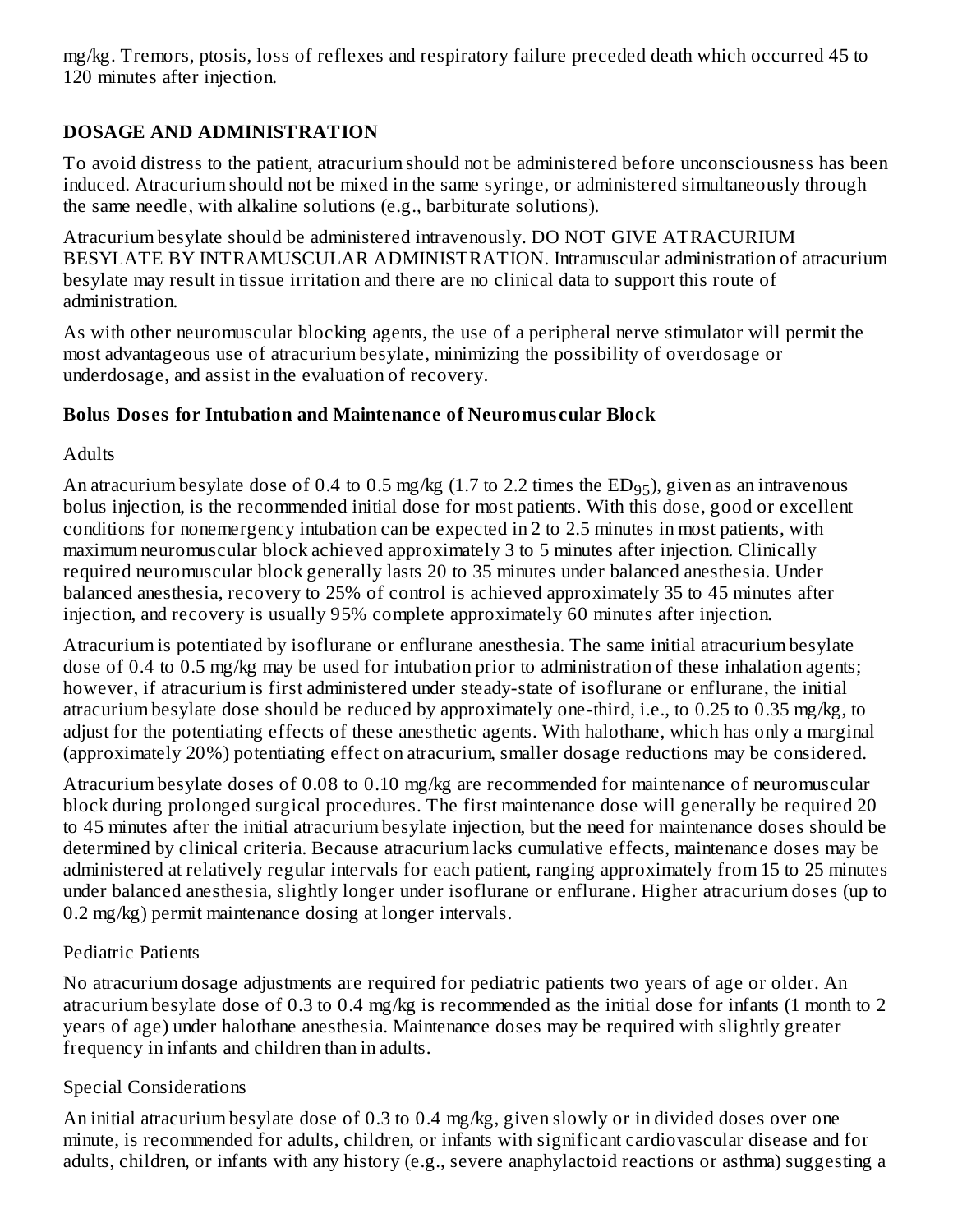mg/kg. Tremors, ptosis, loss of reflexes and respiratory failure preceded death which occurred 45 to 120 minutes after injection.

## DOSAGE AND ADMINISTRATION

To avoid distress to the patient, atracurium should not be administered before unconsciousness has been induced. Atracurium should not be mixed in the same syringe, or administered simultaneously through the same needle, with alkaline solutions (e.g., barbiturate solutions).

Atracurium besylate should be administered intravenously. DO NOT GIVE ATRACURIUM BESYLATE BY INTRAMUSCULAR ADMINISTRATION. Intramuscular administration of atracurium besylate may result in tissue irritation and there are no clinical data to support this route of administration.

As with other neuromuscular blocking agents, the use of a peripheral nerve stimulator will permit the most advantageous use of atracurium besylate, minimizing the possibility of overdosage or underdosage, and assist in the evaluation of recovery.

### Bolus Doses for Intubation and Maintenance of Neuromuscular Block

Adults

An atracurium besylate dose of 0.4 to 0.5 mg/kg (1.7 to 2.2 times the $ED_{95}$), given as an intravenous bolus injection, is the recommended initial dose for most patients. With this dose, good or excellent conditions for nonemergency intubation can be expected in 2 to 2.5 minutes in most patients, with maximum neuromuscular block achieved approximately 3 to 5 minutes after injection. Clinically required neuromuscular block generally lasts 20 to 35 minutes under balanced anesthesia. Under balanced anesthesia, recovery to 25% of control is achieved approximately 35 to 45 minutes after injection, and recovery is usually 95% complete approximately 60 minutes after injection.

Atracurium is potentiated by isoflurane or enflurane anesthesia. The same initial atracurium besylate dose of 0.4 to 0.5 mg/kg may be used for intubation prior to administration of these inhalation agents; however, if atracurium is first administered under steady-state of isoflurane or enflurane, the initial atracurium besylate dose should be reduced by approximately one-third, i.e., to 0.25 to 0.35 mg/kg, to adjust for the potentiating effects of these anesthetic agents. With halothane, which has only a marginal (approximately 20%) potentiating effect on atracurium, smaller dosage reductions may be considered.

Atracurium besylate doses of 0.08 to 0.10 mg/kg are recommended for maintenance of neuromuscular block during prolonged surgical procedures. The first maintenance dose will generally be required 20 to 45 minutes after the initial atracurium besylate injection, but the need for maintenance doses should be determined by clinical criteria. Because atracurium lacks cumulative effects, maintenance doses may be administered at relatively regular intervals for each patient, ranging approximately from 15 to 25 minutes under balanced anesthesia, slightly longer under isoflurane or enflurane. Higher atracurium doses (up to 0.2 mg/kg) permit maintenance dosing at longer intervals.

Pediatric Patients

No atracurium dosage adjustments are required for pediatric patients two years of age or older. An atracurium besylate dose of 0.3 to 0.4 mg/kg is recommended as the initial dose for infants (1 month to 2 years of age) under halothane anesthesia. Maintenance doses may be required with slightly greater frequency in infants and children than in adults.

Special Considerations

An initial atracurium besylate dose of 0.3 to 0.4 mg/kg, given slowly or in divided doses over one minute, is recommended for adults, children, or infants with significant cardiovascular disease and for adults, children, or infants with any history (e.g., severe anaphylactoid reactions or asthma) suggesting a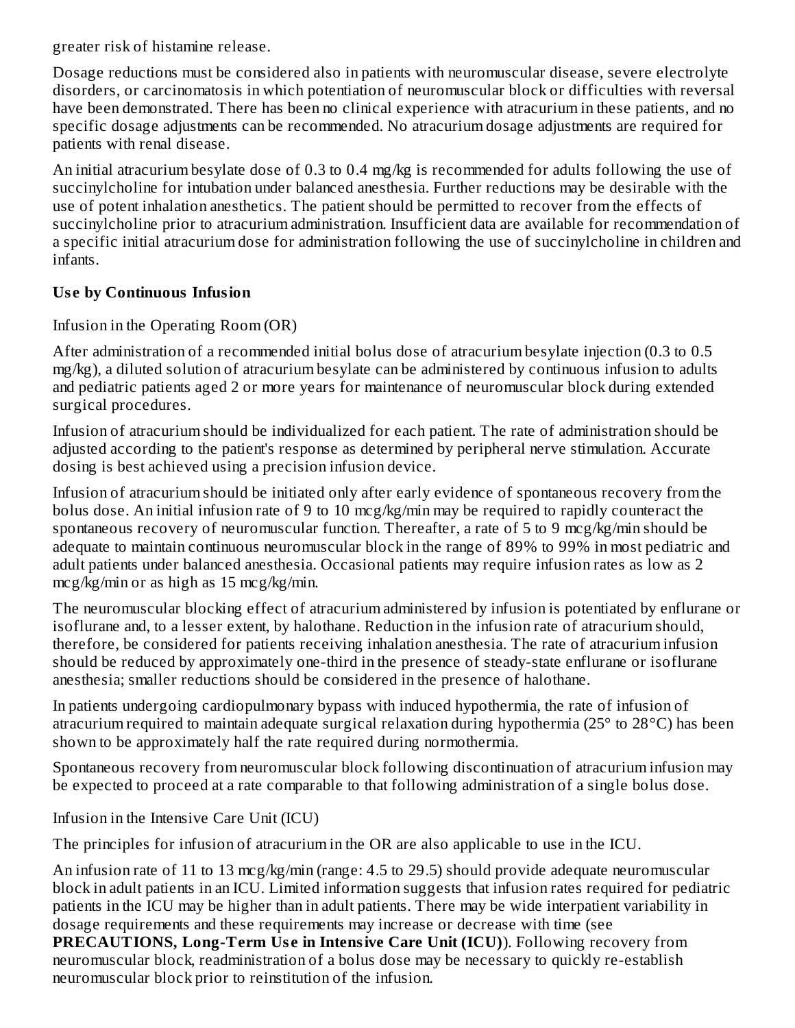greater risk of histamine release.

Dosage reductions must be considered also in patients with neuromuscular disease, severe electrolyte disorders, or carcinomatosis in which potentiation of neuromuscular block or difficulties with reversal have been demonstrated. There has been no clinical experience with atracurium in these patients, and no specific dosage adjustments can be recommended. No atracurium dosage adjustments are required for patients with renal disease.

An initial atracurium besylate dose of 0.3 to 0.4 mg/kg is recommended for adults following the use of succinylcholine for intubation under balanced anesthesia. Further reductions may be desirable with the use of potent inhalation anesthetics. The patient should be permitted to recover from the effects of succinylcholine prior to atracurium administration. Insufficient data are available for recommendation of a specific initial atracurium dose for administration following the use of succinylcholine in children and infants.

**Use by Continuous Infusion**

Infusion in the Operating Room (OR)

After administration of a recommended initial bolus dose of atracurium besylate injection (0.3 to 0.5 mg/kg), a diluted solution of atracurium besylate can be administered by continuous infusion to adults and pediatric patients aged 2 or more years for maintenance of neuromuscular block during extended surgical procedures.

Infusion of atracurium should be individualized for each patient. The rate of administration should be adjusted according to the patient's response as determined by peripheral nerve stimulation. Accurate dosing is best achieved using a precision infusion device.

Infusion of atracurium should be initiated only after early evidence of spontaneous recovery from the bolus dose. An initial infusion rate of 9 to 10 mcg/kg/min may be required to rapidly counteract the spontaneous recovery of neuromuscular function. Thereafter, a rate of 5 to 9 mcg/kg/min should be adequate to maintain continuous neuromuscular block in the range of 89% to 99% in most pediatric and adult patients under balanced anesthesia. Occasional patients may require infusion rates as low as 2 mcg/kg/min or as high as 15 mcg/kg/min.

The neuromuscular blocking effect of atracurium administered by infusion is potentiated by enflurane or isoflurane and, to a lesser extent, by halothane. Reduction in the infusion rate of atracurium should, therefore, be considered for patients receiving inhalation anesthesia. The rate of atracurium infusion should be reduced by approximately one-third in the presence of steady-state enflurane or isoflurane anesthesia; smaller reductions should be considered in the presence of halothane.

In patients undergoing cardiopulmonary bypass with induced hypothermia, the rate of infusion of atracurium required to maintain adequate surgical relaxation during hypothermia (25° to 28°C) has been shown to be approximately half the rate required during normothermia.

Spontaneous recovery from neuromuscular block following discontinuation of atracurium infusion may be expected to proceed at a rate comparable to that following administration of a single bolus dose.

Infusion in the Intensive Care Unit (ICU)

The principles for infusion of atracurium in the OR are also applicable to use in the ICU.

An infusion rate of 11 to 13 mcg/kg/min (range: 4.5 to 29.5) should provide adequate neuromuscular block in adult patients in an ICU. Limited information suggests that infusion rates required for pediatric patients in the ICU may be higher than in adult patients. There may be wide interpatient variability in dosage requirements and these requirements may increase or decrease with time (see **PRECAUTIONS, Long-Term Use in Intensive Care Unit (ICU)**). Following recovery from neuromuscular block, readministration of a bolus dose may be necessary to quickly re-establish neuromuscular block prior to reinstitution of the infusion.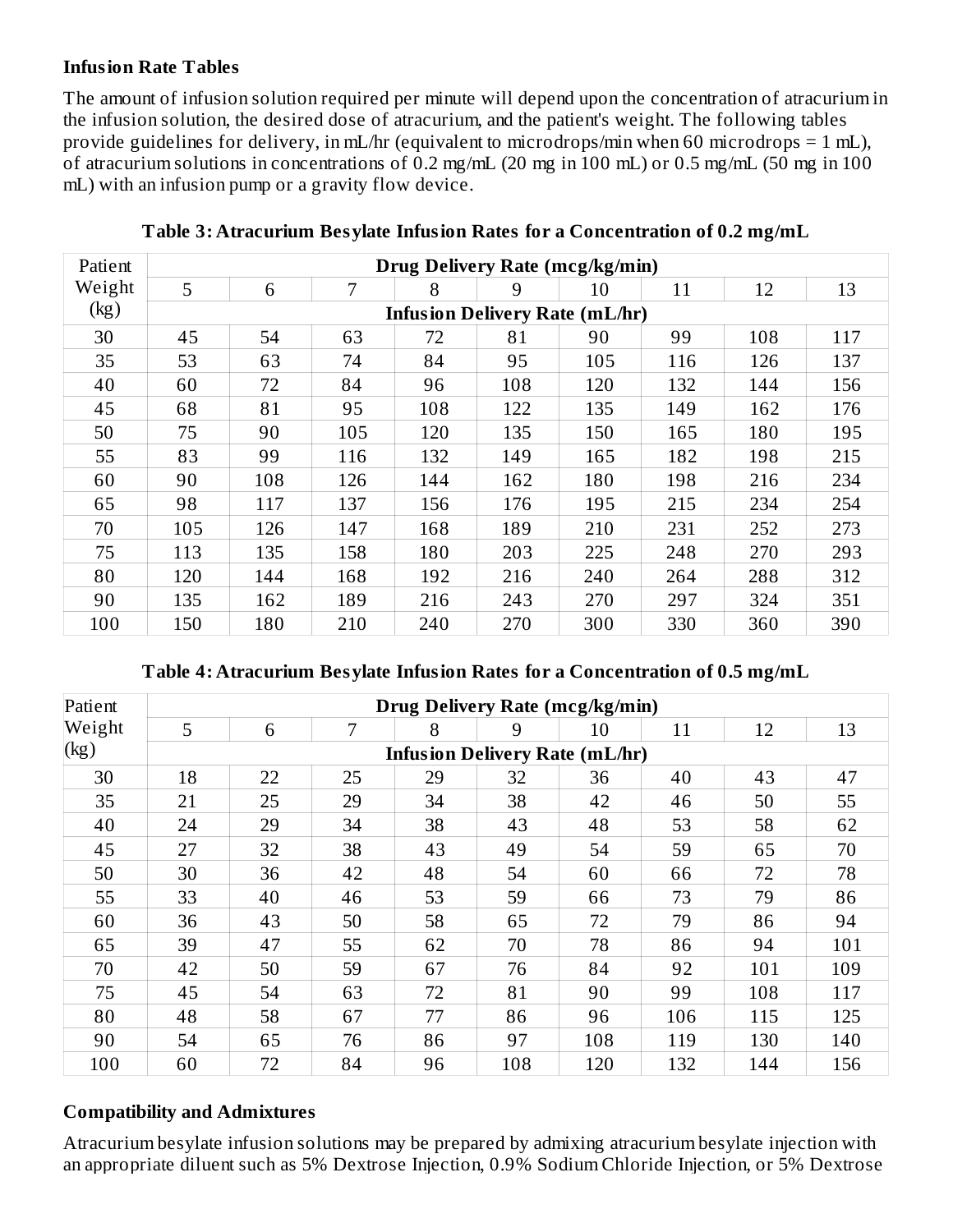**Infusion Rate Tables**

The amount of infusion solution required per minute will depend upon the concentration of atracurium in the infusion solution, the desired dose of atracurium, and the patient's weight. The following tables provide guidelines for delivery, in mL/hr (equivalent to microdrops/min when 60 microdrops = 1 mL), of atracurium solutions in concentrations of 0.2 mg/mL (20 mg in 100 mL) or 0.5 mg/mL (50 mg in 100 mL) with an infusion pump or a gravity flow device.

**Table 3: Atracurium Besylate Infusion Rates for a Concentration of 0.2 mg/mL**

| Patient Weight (kg) | Drug Delivery Rate (mcg/kg/min) | | | | | | | | |
|---|---|---|---|---|---|---|---|---|---|
| | 5 | 6 | 7 | 8 | 9 | 10 | 11 | 12 | 13 |
| | Infusion Delivery Rate (mL/hr) | | | | | | | | |
| 30 | 45 | 54 | 63 | 72 | 81 | 90 | 99 | 108 | 117 |
| 35 | 53 | 63 | 74 | 84 | 95 | 105 | 116 | 126 | 137 |
| 40 | 60 | 72 | 84 | 96 | 108 | 120 | 132 | 144 | 156 |
| 45 | 68 | 81 | 95 | 108 | 122 | 135 | 149 | 162 | 176 |
| 50 | 75 | 90 | 105 | 120 | 135 | 150 | 165 | 180 | 195 |
| 55 | 83 | 99 | 116 | 132 | 149 | 165 | 182 | 198 | 215 |
| 60 | 90 | 108 | 126 | 144 | 162 | 180 | 198 | 216 | 234 |
| 65 | 98 | 117 | 137 | 156 | 176 | 195 | 215 | 234 | 254 |
| 70 | 105 | 126 | 147 | 168 | 189 | 210 | 231 | 252 | 273 |
| 75 | 113 | 135 | 158 | 180 | 203 | 225 | 248 | 270 | 293 |
| 80 | 120 | 144 | 168 | 192 | 216 | 240 | 264 | 288 | 312 |
| 90 | 135 | 162 | 189 | 216 | 243 | 270 | 297 | 324 | 351 |
| 100 | 150 | 180 | 210 | 240 | 270 | 300 | 330 | 360 | 390 |

**Table 4: Atracurium Besylate Infusion Rates for a Concentration of 0.5 mg/mL**

| Patient Weight (kg) | Drug Delivery Rate (mcg/kg/min) | | | | | | | | |
|---|---|---|---|---|---|---|---|---|---|
| | 5 | 6 | 7 | 8 | 9 | 10 | 11 | 12 | 13 |
| | Infusion Delivery Rate (mL/hr) | | | | | | | | |
| 30 | 18 | 22 | 25 | 29 | 32 | 36 | 40 | 43 | 47 |
| 35 | 21 | 25 | 29 | 34 | 38 | 42 | 46 | 50 | 55 |
| 40 | 24 | 29 | 34 | 38 | 43 | 48 | 53 | 58 | 62 |
| 45 | 27 | 32 | 38 | 43 | 49 | 54 | 59 | 65 | 70 |
| 50 | 30 | 36 | 42 | 48 | 54 | 60 | 66 | 72 | 78 |
| 55 | 33 | 40 | 46 | 53 | 59 | 66 | 73 | 79 | 86 |
| 60 | 36 | 43 | 50 | 58 | 65 | 72 | 79 | 86 | 94 |
| 65 | 39 | 47 | 55 | 62 | 70 | 78 | 86 | 94 | 101 |
| 70 | 42 | 50 | 59 | 67 | 76 | 84 | 92 | 101 | 109 |
| 75 | 45 | 54 | 63 | 72 | 81 | 90 | 99 | 108 | 117 |
| 80 | 48 | 58 | 67 | 77 | 86 | 96 | 106 | 115 | 125 |
| 90 | 54 | 65 | 76 | 86 | 97 | 108 | 119 | 130 | 140 |
| 100 | 60 | 72 | 84 | 96 | 108 | 120 | 132 | 144 | 156 |

**Compatibility and Admixtures**

Atracurium besylate infusion solutions may be prepared by admixing atracurium besylate injection with an appropriate diluent such as 5% Dextrose Injection, 0.9% Sodium Chloride Injection, or 5% Dextrose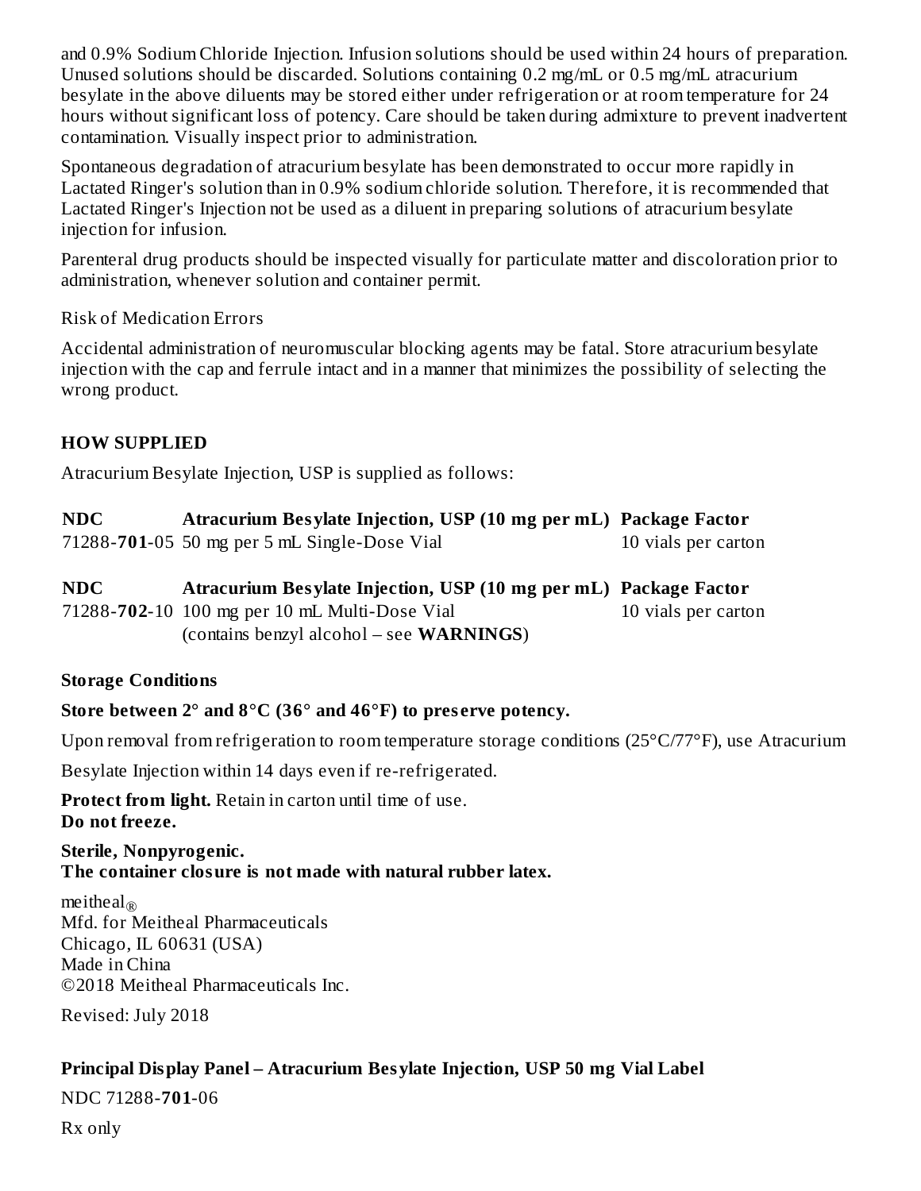and 0.9% Sodium Chloride Injection. Infusion solutions should be used within 24 hours of preparation. Unused solutions should be discarded. Solutions containing 0.2 mg/mL or 0.5 mg/mL atracurium besylate in the above diluents may be stored either under refrigeration or at room temperature for 24 hours without significant loss of potency. Care should be taken during admixture to prevent inadvertent contamination. Visually inspect prior to administration.

Spontaneous degradation of atracurium besylate has been demonstrated to occur more rapidly in Lactated Ringer's solution than in 0.9% sodium chloride solution. Therefore, it is recommended that Lactated Ringer's Injection not be used as a diluent in preparing solutions of atracurium besylate injection for infusion.

Parenteral drug products should be inspected visually for particulate matter and discoloration prior to administration, whenever solution and container permit.

Risk of Medication Errors

Accidental administration of neuromuscular blocking agents may be fatal. Store atracurium besylate injection with the cap and ferrule intact and in a manner that minimizes the possibility of selecting the wrong product.

## HOW SUPPLIED

Atracurium Besylate Injection, USP is supplied as follows:

| NDC | Atracurium Besylate Injection, USP (10 mg per mL) | Package Factor |
|---|---|---|
| 71288-**701**-05 | 50 mg per 5 mL Single-Dose Vial | 10 vials per carton |

| NDC | Atracurium Besylate Injection, USP (10 mg per mL) | Package Factor |
|---|---|---|
| 71288-**702**-10 | 100 mg per 10 mL Multi-Dose Vial (contains benzyl alcohol – see **WARNINGS**) | 10 vials per carton |

**Storage Conditions**

**Store between 2° and 8°C (36° and 46°F) to preserve potency.**

Upon removal from refrigeration to room temperature storage conditions (25°C/77°F), use Atracurium Besylate Injection within 14 days even if re-refrigerated.

**Protect from light.** Retain in carton until time of use.
**Do not freeze.**

**Sterile, Nonpyrogenic.**
**The container closure is not made with natural rubber latex.**

meitheal®
Mfd. for Meitheal Pharmaceuticals
Chicago, IL 60631 (USA)
Made in China
©2018 Meitheal Pharmaceuticals Inc.

Revised: July 2018

### Principal Display Panel – Atracurium Besylate Injection, USP 50 mg Vial Label

NDC 71288-**701**-06

Rx only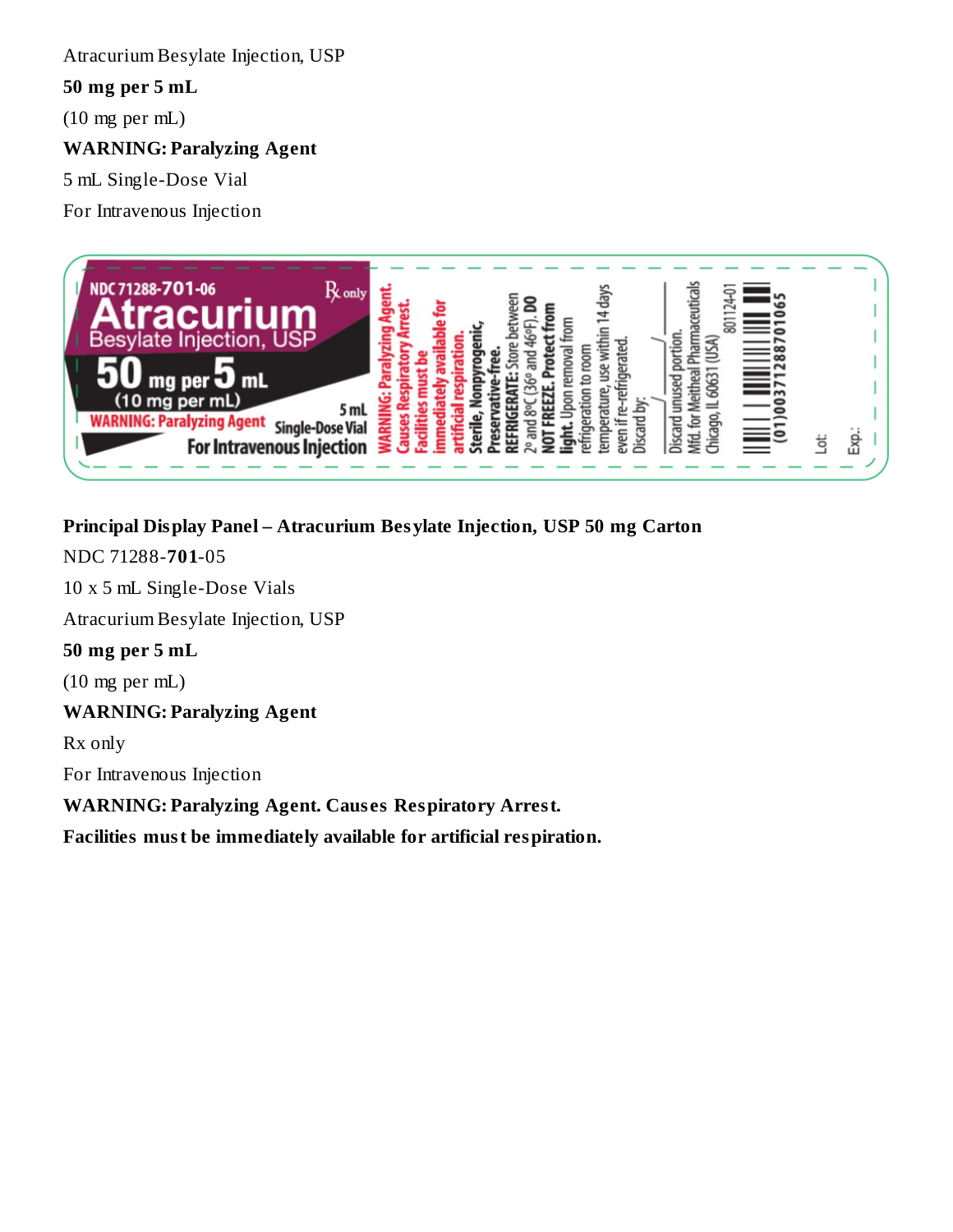Atracurium Besylate Injection, USP

**50 mg per 5 mL**

(10 mg per mL)

**WARNING: Paralyzing Agent**

5 mL Single-Dose Vial

For Intravenous Injection

NDC 71288-**701**-06 Rx only

**Atracurium**

Besylate Injection, USP

**50 mg per 5 mL**

(10 mg per mL)

**WARNING: Paralyzing Agent**

5 mL Single-Dose Vial

For Intravenous Injection

**WARNING: Paralyzing Agent. Causes Respiratory Arrest. Facilities must be immediately available for artificial respiration.**

**Sterile, Nonpyrogenic, Preservative-free.**

**REFRIGERATE:** Store between 2° and 8°C (36° and 46°F). **DO NOT FREEZE. Protect from light.** Upon removal from refrigeration to room temperature, use within 14 days even if re-refrigerated.

Discard by: \_\_\_/\_\_\_/\_\_\_

Discard unused portion.

Mfd. for Meitheal Pharmaceuticals

Chicago, IL 60631 (USA)

801124-01

(01)00371288701065

Lot:

Exp.:

**Principal Display Panel – Atracurium Besylate Injection, USP 50 mg Carton**

NDC 71288-**701**-05

10 x 5 mL Single-Dose Vials

Atracurium Besylate Injection, USP

**50 mg per 5 mL**

(10 mg per mL)

**WARNING: Paralyzing Agent**

Rx only

For Intravenous Injection

**WARNING: Paralyzing Agent. Causes Respiratory Arrest.**

**Facilities must be immediately available for artificial respiration.**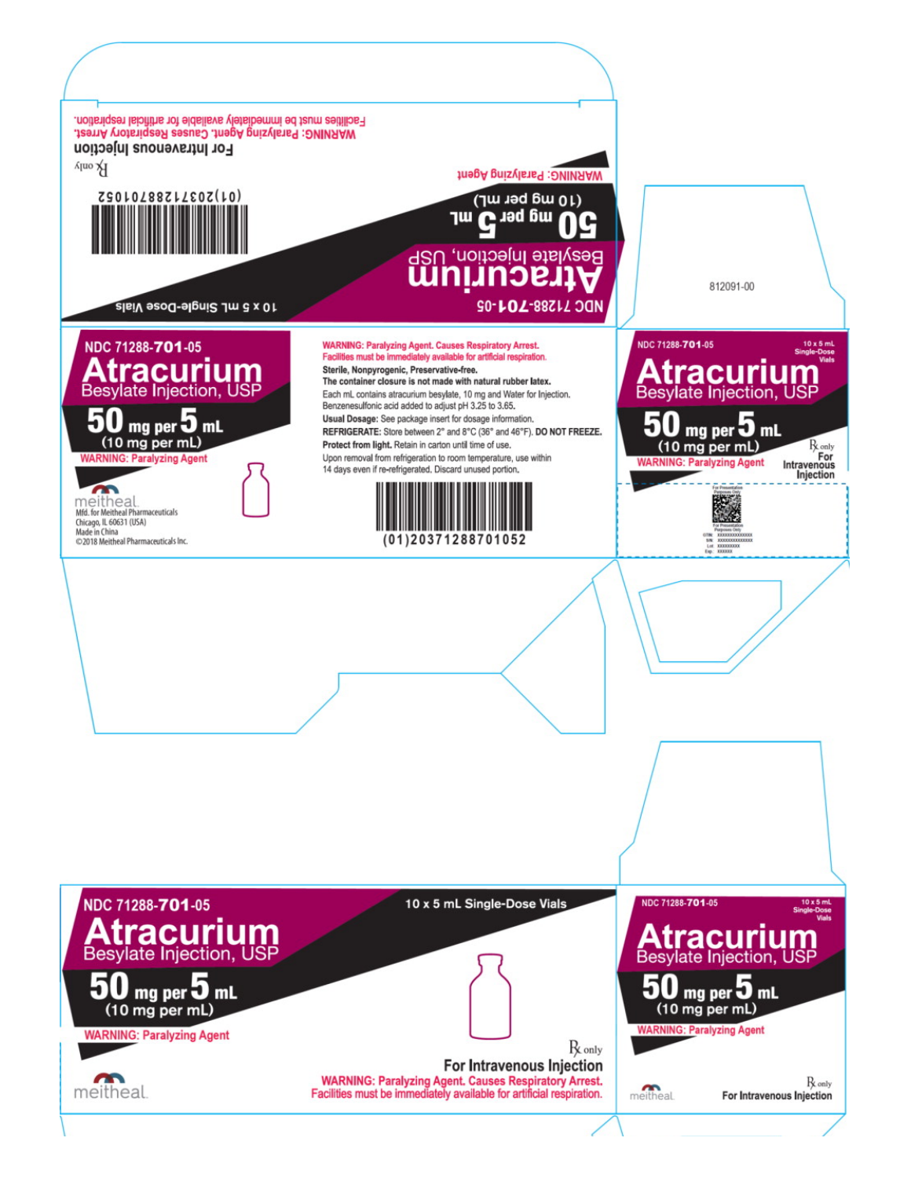NDC 71288-701-05

**Atracurium**
Besylate Injection, USP

**50 mg per 5 mL**
(10 mg per mL)

WARNING: Paralyzing Agent

10 x 5 mL Single-Dose Vials

(01)20371288701052

℞ only

For Intravenous Injection

WARNING: Paralyzing Agent. Causes Respiratory Arrest.
Facilities must be immediately available for artificial respiration.

---

NDC 71288-701-05

**Atracurium**
Besylate Injection, USP

**50 mg per 5 mL**
(10 mg per mL)

WARNING: Paralyzing Agent

meitheal
Mfd. for Meitheal Pharmaceuticals
Chicago, IL 60631 (USA)
Made in China
©2018 Meitheal Pharmaceuticals Inc.

**WARNING: Paralyzing Agent. Causes Respiratory Arrest.**
**Facilities must be immediately available for artificial respiration.**

**Sterile, Nonpyrogenic, Preservative-free.**

**The container closure is not made with natural rubber latex.**

Each mL contains atracurium besylate, 10 mg and Water for Injection.
Benzenesulfonic acid added to adjust pH 3.25 to 3.65.

**Usual Dosage:** See package insert for dosage information.

**REFRIGERATE:** Store between 2° and 8°C (36° and 46°F). **DO NOT FREEZE.**

**Protect from light.** Retain in carton until time of use.

Upon removal from refrigeration to room temperature, use within 14 days even if re-refrigerated. Discard unused portion.

(01)20371288701052

---

812091-00

NDC 71288-701-05

10 x 5 mL Single-Dose Vials

**Atracurium**
Besylate Injection, USP

**50 mg per 5 mL**
(10 mg per mL)

WARNING: Paralyzing Agent

℞ only

For Intravenous Injection

For Presentation Purposes Only

GTIN: XXXXXXXXXXXXXX
SN: XXXXXXXXXXXXXX
Lot: XXXXXXXXX
Exp.: XXXXXX

---

NDC 71288-701-05

**Atracurium**
Besylate Injection, USP

**50 mg per 5 mL**
(10 mg per mL)

WARNING: Paralyzing Agent

10 x 5 mL Single-Dose Vials

meitheal

℞ only

**For Intravenous Injection**

WARNING: Paralyzing Agent. Causes Respiratory Arrest.
Facilities must be immediately available for artificial respiration.

---

NDC 71288-701-05

10 x 5 mL Single-Dose Vials

**Atracurium**
Besylate Injection, USP

**50 mg per 5 mL**
(10 mg per mL)

WARNING: Paralyzing Agent

meitheal

℞ only

For Intravenous Injection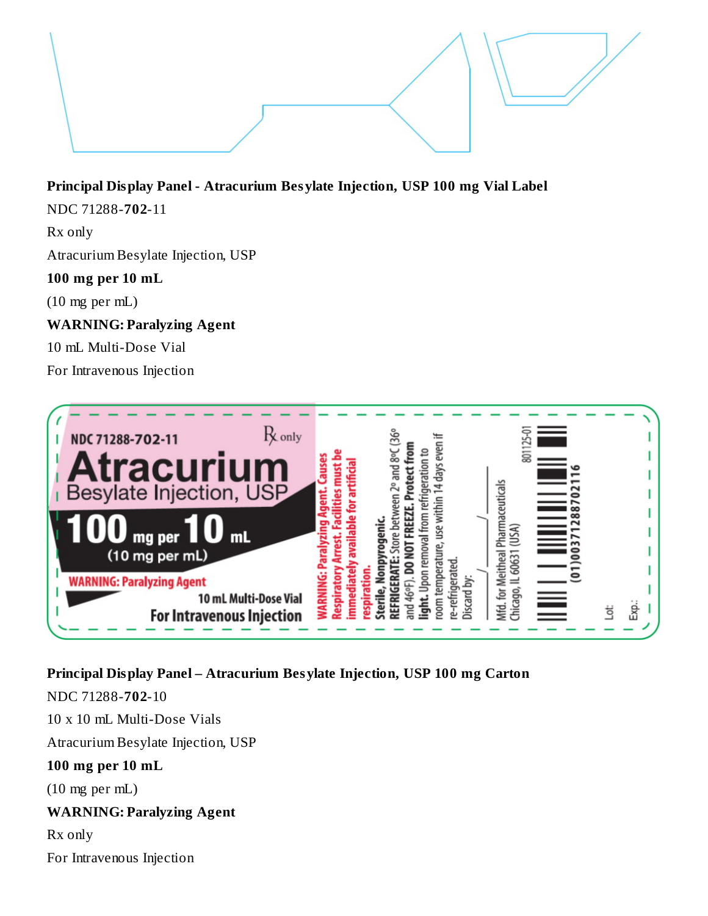**Principal Display Panel - Atracurium Besylate Injection, USP 100 mg Vial Label**

NDC 71288-**702**-11

Rx only

Atracurium Besylate Injection, USP

**100 mg per 10 mL**

(10 mg per mL)

**WARNING: Paralyzing Agent**

10 mL Multi-Dose Vial

For Intravenous Injection

NDC 71288-702-11 Rx only

Atracurium Besylate Injection, USP

100 mg per 10 mL

(10 mg per mL)

WARNING: Paralyzing Agent

10 mL Multi-Dose Vial

For Intravenous Injection

WARNING: Paralyzing Agent. Causes Respiratory Arrest. Facilities must be immediately available for artificial respiration.

Sterile, Nonpyrogenic.

REFRIGERATE: Store between 2° and 8°C (36° and 46°F). DO NOT FREEZE. Protect from light. Upon removal from refrigeration to room temperature, use within 14 days even if re-refrigerated.

Discard by: \_\_\_/\_\_\_/\_\_\_

Mfd. for Meitheal Pharmaceuticals Chicago, IL 60631 (USA)

801125-01

(01)00371288702116

Lot:

Exp.:

**Principal Display Panel – Atracurium Besylate Injection, USP 100 mg Carton**

NDC 71288-**702**-10

10 x 10 mL Multi-Dose Vials

Atracurium Besylate Injection, USP

**100 mg per 10 mL**

(10 mg per mL)

**WARNING: Paralyzing Agent**

Rx only

For Intravenous Injection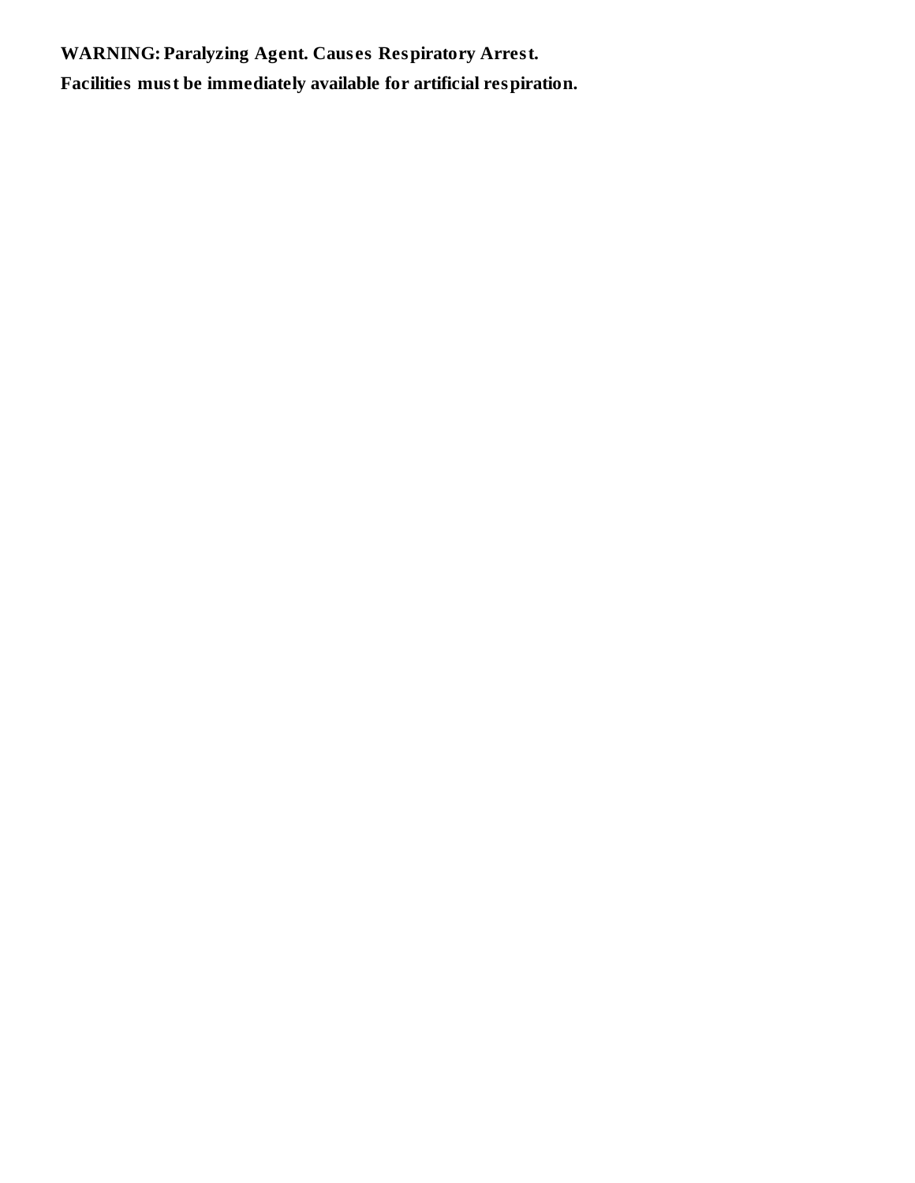**WARNING: Paralyzing Agent. Causes Respiratory Arrest.**

**Facilities must be immediately available for artificial respiration.**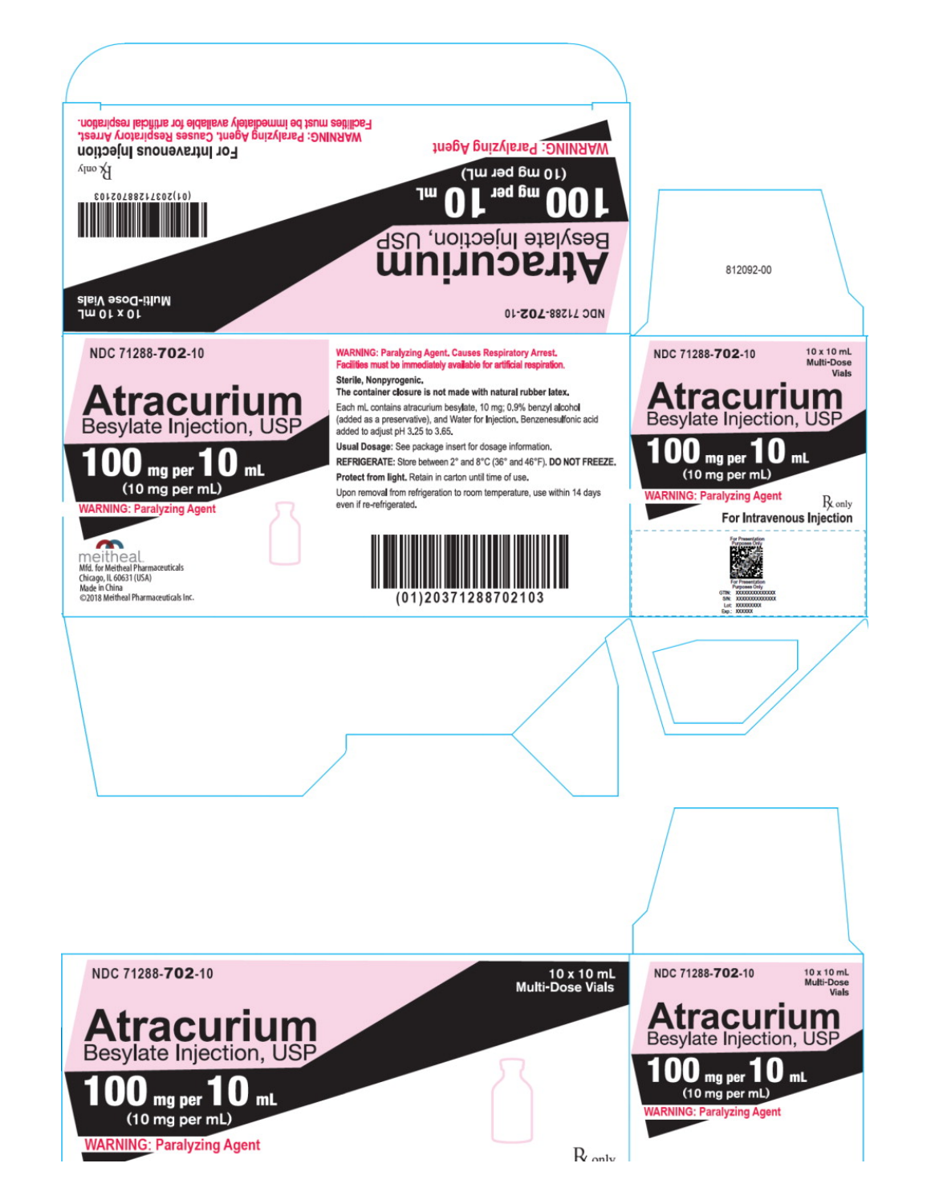WARNING: Paralyzing Agent. Causes Respiratory Arrest.
Facilities must be immediately available for artificial respiration.

For Intravenous Injection

℞ only

(01)20371288702103

10 x 10 mL
Multi-Dose Vials

WARNING: Paralyzing Agent

100 mg per 10 mL
(10 mg per mL)

**Atracurium**
Besylate Injection, USP

NDC 71288-702-10

812092-00

NDC 71288-**702**-10

# Atracurium

Besylate Injection, USP

## 100 mg per 10 mL

(10 mg per mL)

WARNING: Paralyzing Agent

meitheal
Mfd. for Meitheal Pharmaceuticals
Chicago, IL 60631 (USA)
Made in China
©2018 Meitheal Pharmaceuticals Inc.

**WARNING: Paralyzing Agent. Causes Respiratory Arrest.**
**Facilities must be immediately available for artificial respiration.**

**Sterile, Nonpyrogenic.**
**The container closure is not made with natural rubber latex.**

Each mL contains atracurium besylate, 10 mg; 0.9% benzyl alcohol (added as a preservative), and Water for Injection. Benzenesulfonic acid added to adjust pH 3.25 to 3.65.

**Usual Dosage:** See package insert for dosage information.

**REFRIGERATE:** Store between 2° and 8°C (36° and 46°F). **DO NOT FREEZE.**

**Protect from light.** Retain in carton until time of use.

Upon removal from refrigeration to room temperature, use within 14 days even if re-refrigerated.

(01)20371288702103

NDC 71288-**702**-10

10 x 10 mL
Multi-Dose
Vials

# Atracurium

Besylate Injection, USP

## 100 mg per 10 mL

(10 mg per mL)

WARNING: Paralyzing Agent

℞ only

**For Intravenous Injection**

For Presentation Purposes Only

For Presentation Purposes Only
GTIN: XXXXXXXXXXXXXX
S/N: XXXXXXXXXXXXXX
Lot: XXXXXXXXX
Exp.: XXXXXX

NDC 71288-**702**-10

**10 x 10 mL**
**Multi-Dose Vials**

# Atracurium

Besylate Injection, USP

## 100 mg per 10 mL

(10 mg per mL)

WARNING: Paralyzing Agent

℞ only

NDC 71288-**702**-10

10 x 10 mL
Multi-Dose
Vials

# Atracurium

Besylate Injection, USP

## 100 mg per 10 mL

(10 mg per mL)

WARNING: Paralyzing Agent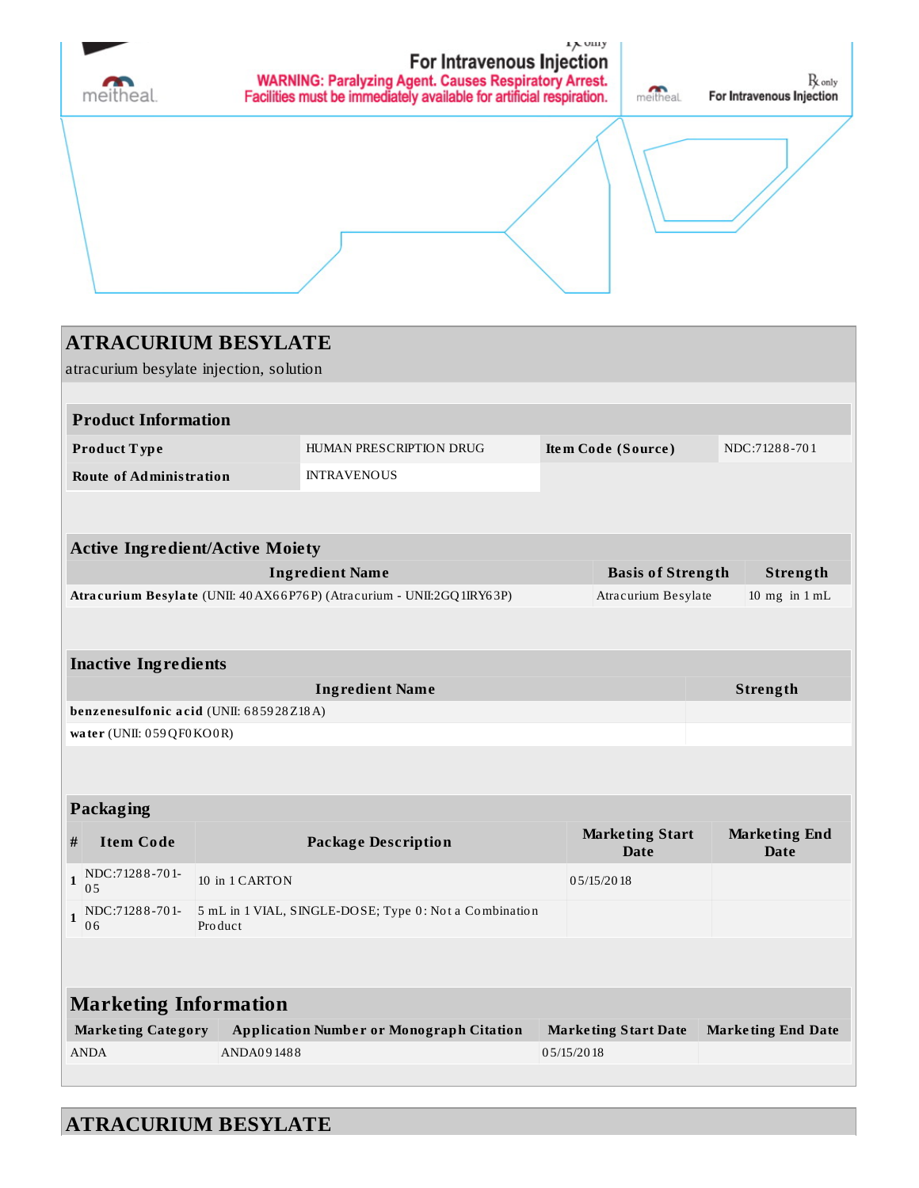Rx only

For Intravenous Injection

meitheal

WARNING: Paralyzing Agent. Causes Respiratory Arrest. Facilities must be immediately available for artificial respiration.

meitheal Rx only For Intravenous Injection

## ATRACURIUM BESYLATE

atracurium besylate injection, solution

### Product Information

| | | | |
|---|---|---|---|
| **Product Type** | HUMAN PRESCRIPTION DRUG | **Item Code (Source)** | NDC:71288-701 |
| **Route of Administration** | INTRAVENOUS | | |

### Active Ingredient/Active Moiety

| Ingredient Name | Basis of Strength | Strength |
|---|---|---|
| **Atracurium Besylate** (UNII: 40AX66P76P) (Atracurium - UNII:2GQ1IRY63P) | Atracurium Besylate | 10 mg in 1 mL |

### Inactive Ingredients

| Ingredient Name | Strength |
|---|---|
| **benzenesulfonic acid** (UNII: 685928Z18A) | |
| **water** (UNII: 059QF0KO0R) | |

### Packaging

| # | Item Code | Package Description | Marketing Start Date | Marketing End Date |
|---|---|---|---|---|
| 1 | NDC:71288-701-05 | 10 in 1 CARTON | 05/15/2018 | |
| 1 | NDC:71288-701-06 | 5 mL in 1 VIAL, SINGLE-DOSE; Type 0: Not a Combination Product | | |

### Marketing Information

| Marketing Category | Application Number or Monograph Citation | Marketing Start Date | Marketing End Date |
|---|---|---|---|
| ANDA | ANDA091488 | 05/15/2018 | |

## ATRACURIUM BESYLATE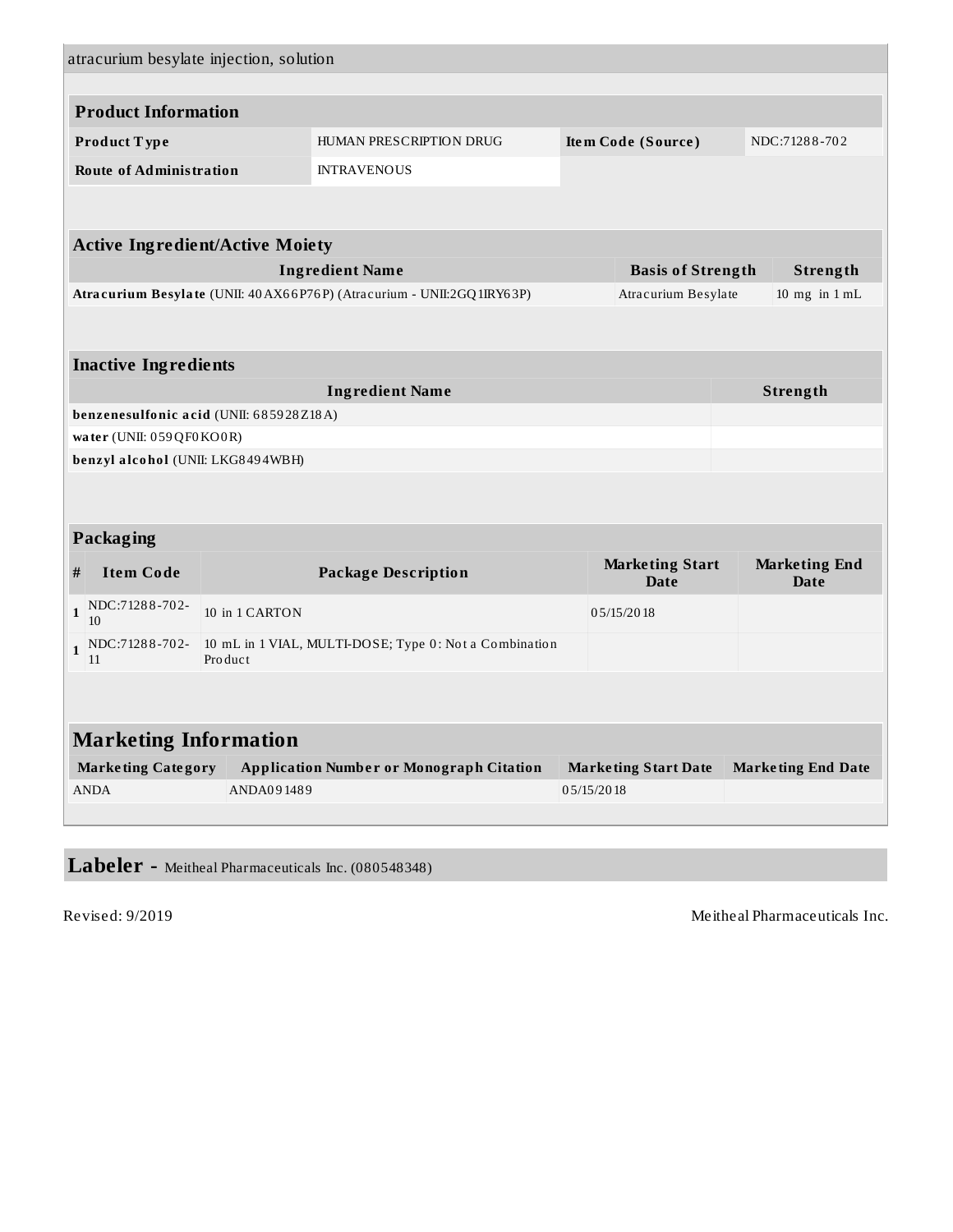atracurium besylate injection, solution

**Product Information**

| | | | |
|---|---|---|---|
| **Product Type** | HUMAN PRESCRIPTION DRUG | **Item Code (Source)** | NDC:71288-702 |
| **Route of Administration** | INTRAVENOUS | | |

**Active Ingredient/Active Moiety**

| Ingredient Name | Basis of Strength | Strength |
|---|---|---|
| **Atracurium Besylate** (UNII: 40AX66P76P) (Atracurium - UNII:2GQ1IRY63P) | Atracurium Besylate | 10 mg in 1 mL |

**Inactive Ingredients**

| Ingredient Name | Strength |
|---|---|
| **benzenesulfonic acid** (UNII: 685928Z18A) | |
| **water** (UNII: 059QF0KO0R) | |
| **benzyl alcohol** (UNII: LKG8494WBH) | |

**Packaging**

| # | Item Code | Package Description | Marketing Start Date | Marketing End Date |
|---|---|---|---|---|
| 1 | NDC:71288-702-10 | 10 in 1 CARTON | 05/15/2018 | |
| 1 | NDC:71288-702-11 | 10 mL in 1 VIAL, MULTI-DOSE; Type 0: Not a Combination Product | | |

**Marketing Information**

| Marketing Category | Application Number or Monograph Citation | Marketing Start Date | Marketing End Date |
|---|---|---|---|
| ANDA | ANDA091489 | 05/15/2018 | |

**Labeler -** Meitheal Pharmaceuticals Inc. (080548348)

Revised: 9/2019

Meitheal Pharmaceuticals Inc.